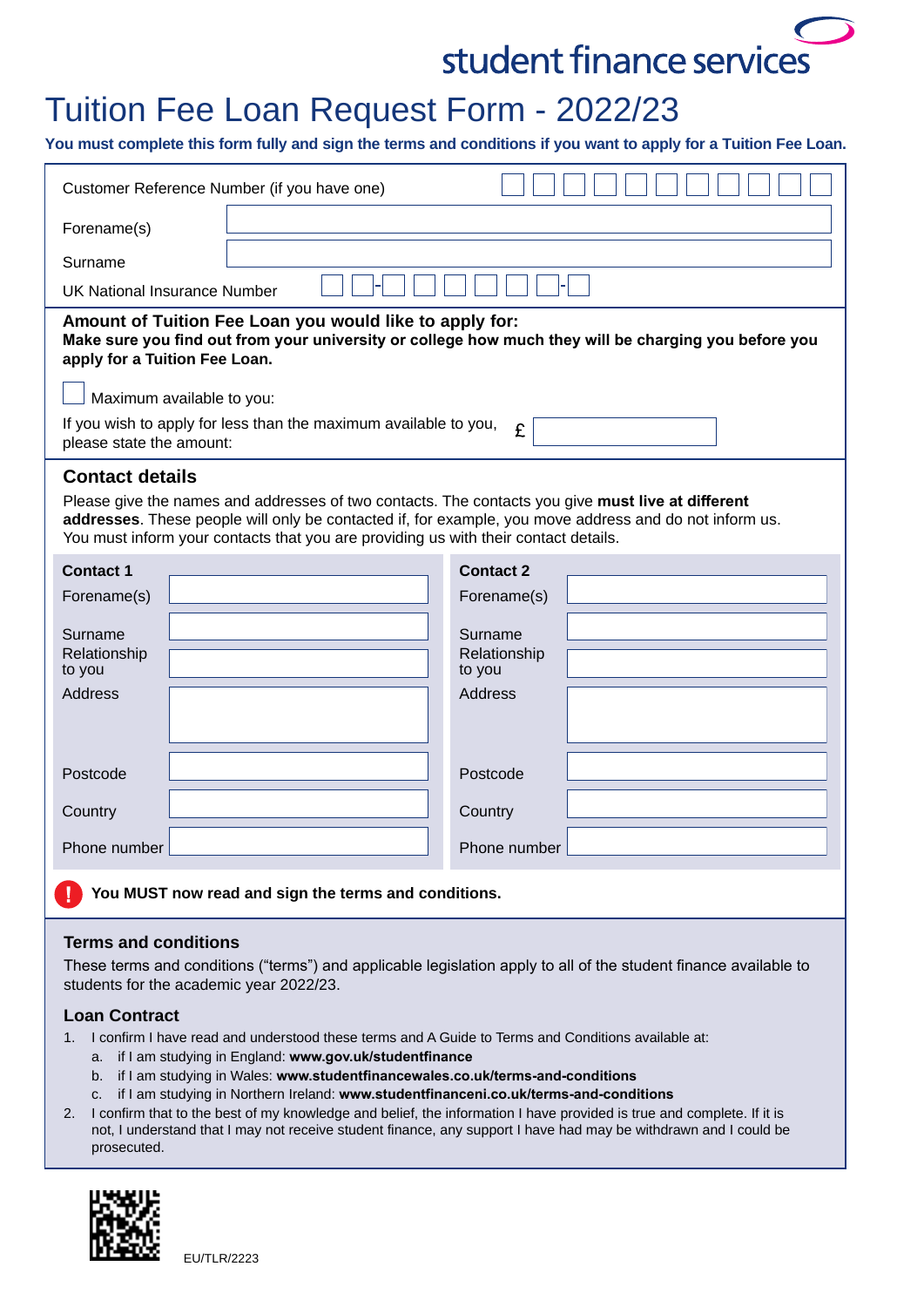student finance services

# Tuition Fee Loan Request Form - 2022/23

**You must complete this form fully and sign the terms and conditions if you want to apply for a Tuition Fee Loan.**

Customer Reference Number (if you have one)

Forename(s)

Surname

UK National Insurance Number

## Amount of Tuition Fee Loan you would like to apply for:

**Make sure you find out from your university or college how much they will be charging you before you apply for a Tuition Fee Loan.**

☐ Maximum available to you:

If you wish to apply for less than the maximum available to you, please state the amount: £

## Contact details

Please give the names and addresses of two contacts. The contacts you give **must live at different addresses**. These people will only be contacted if, for example, you move address and do not inform us. You must inform your contacts that you are providing us with their contact details.

| **Contact 1** | | **Contact 2** | |
|---|---|---|---|
| Forename(s) | | Forename(s) | |
| Surname | | Surname | |
| Relationship to you | | Relationship to you | |
| Address | | Address | |
| Postcode | | Postcode | |
| Country | | Country | |
| Phone number | | Phone number | |

**You MUST now read and sign the terms and conditions.**

### Terms and conditions

These terms and conditions ("terms") and applicable legislation apply to all of the student finance available to students for the academic year 2022/23.

### Loan Contract

1. I confirm I have read and understood these terms and A Guide to Terms and Conditions available at:
   a. if I am studying in England: **www.gov.uk/studentfinance**
   b. if I am studying in Wales: **www.studentfinancewales.co.uk/terms-and-conditions**
   c. if I am studying in Northern Ireland: **www.studentfinanceni.co.uk/terms-and-conditions**
2. I confirm that to the best of my knowledge and belief, the information I have provided is true and complete. If it is not, I understand that I may not receive student finance, any support I have had may be withdrawn and I could be prosecuted.

EU/TLR/2223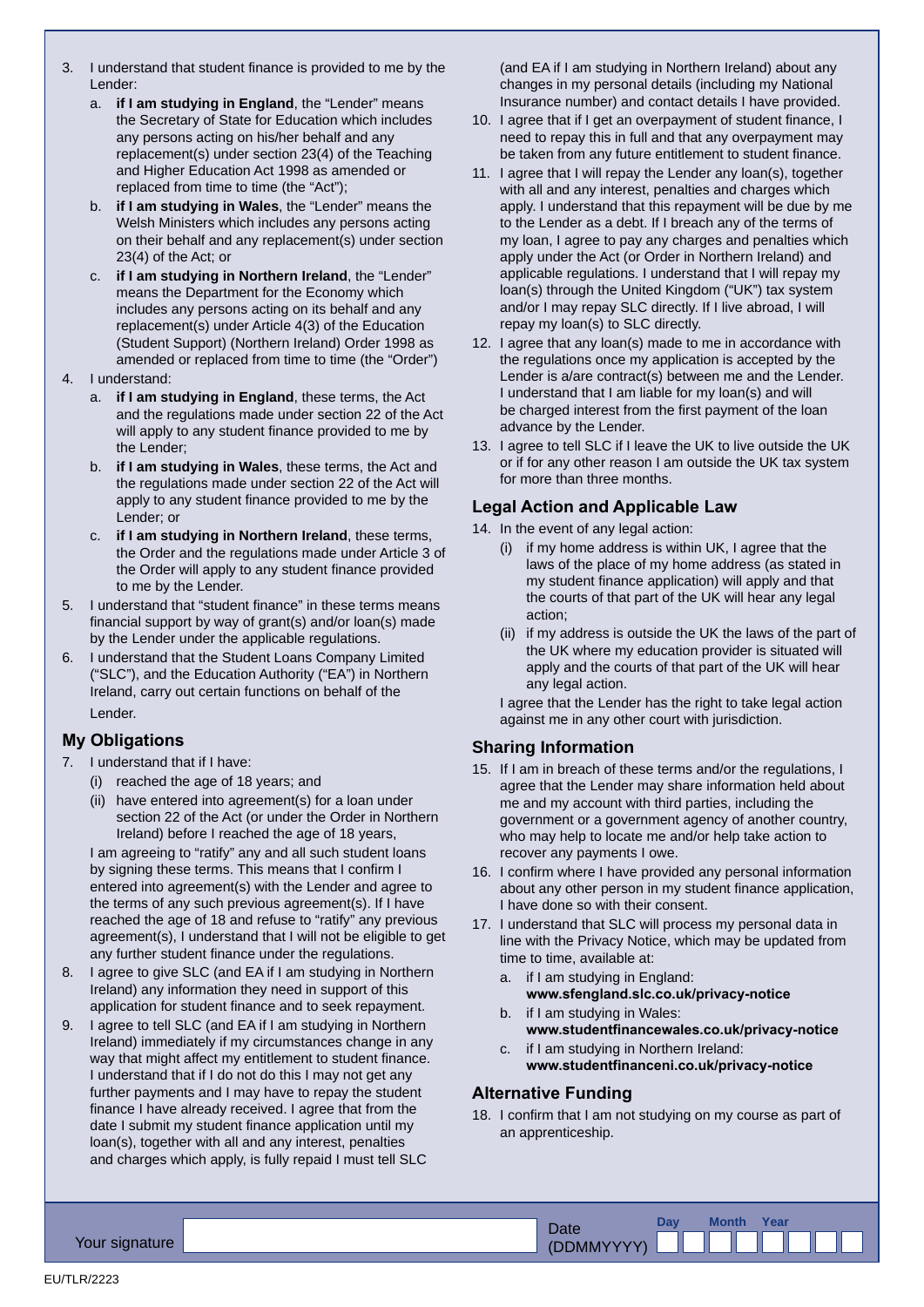3. I understand that student finance is provided to me by the Lender:
   a. **if I am studying in England**, the "Lender" means the Secretary of State for Education which includes any persons acting on his/her behalf and any replacement(s) under section 23(4) of the Teaching and Higher Education Act 1998 as amended or replaced from time to time (the "Act");
   b. **if I am studying in Wales**, the "Lender" means the Welsh Ministers which includes any persons acting on their behalf and any replacement(s) under section 23(4) of the Act; or
   c. **if I am studying in Northern Ireland**, the "Lender" means the Department for the Economy which includes any persons acting on its behalf and any replacement(s) under Article 4(3) of the Education (Student Support) (Northern Ireland) Order 1998 as amended or replaced from time to time (the "Order")
4. I understand:
   a. **if I am studying in England**, these terms, the Act and the regulations made under section 22 of the Act will apply to any student finance provided to me by the Lender;
   b. **if I am studying in Wales**, these terms, the Act and the regulations made under section 22 of the Act will apply to any student finance provided to me by the Lender; or
   c. **if I am studying in Northern Ireland**, these terms, the Order and the regulations made under Article 3 of the Order will apply to any student finance provided to me by the Lender.
5. I understand that "student finance" in these terms means financial support by way of grant(s) and/or loan(s) made by the Lender under the applicable regulations.
6. I understand that the Student Loans Company Limited ("SLC"), and the Education Authority ("EA") in Northern Ireland, carry out certain functions on behalf of the Lender.

## My Obligations

7. I understand that if I have:
   (i) reached the age of 18 years; and
   (ii) have entered into agreement(s) for a loan under section 22 of the Act (or under the Order in Northern Ireland) before I reached the age of 18 years,

   I am agreeing to "ratify" any and all such student loans by signing these terms. This means that I confirm I entered into agreement(s) with the Lender and agree to the terms of any such previous agreement(s). If I have reached the age of 18 and refuse to "ratify" any previous agreement(s), I understand that I will not be eligible to get any further student finance under the regulations.
8. I agree to give SLC (and EA if I am studying in Northern Ireland) any information they need in support of this application for student finance and to seek repayment.
9. I agree to tell SLC (and EA if I am studying in Northern Ireland) immediately if my circumstances change in any way that might affect my entitlement to student finance. I understand that if I do not do this I may not get any further payments and I may have to repay the student finance I have already received. I agree that from the date I submit my student finance application until my loan(s), together with all and any interest, penalties and charges which apply, is fully repaid I must tell SLC (and EA if I am studying in Northern Ireland) about any changes in my personal details (including my National Insurance number) and contact details I have provided.
10. I agree that if I get an overpayment of student finance, I need to repay this in full and that any overpayment may be taken from any future entitlement to student finance.
11. I agree that I will repay the Lender any loan(s), together with all and any interest, penalties and charges which apply. I understand that this repayment will be due by me to the Lender as a debt. If I breach any of the terms of my loan, I agree to pay any charges and penalties which apply under the Act (or Order in Northern Ireland) and applicable regulations. I understand that I will repay my loan(s) through the United Kingdom ("UK") tax system and/or I may repay SLC directly. If I live abroad, I will repay my loan(s) to SLC directly.
12. I agree that any loan(s) made to me in accordance with the regulations once my application is accepted by the Lender is a/are contract(s) between me and the Lender. I understand that I am liable for my loan(s) and will be charged interest from the first payment of the loan advance by the Lender.
13. I agree to tell SLC if I leave the UK to live outside the UK or if for any other reason I am outside the UK tax system for more than three months.

## Legal Action and Applicable Law

14. In the event of any legal action:
    (i) if my home address is within UK, I agree that the laws of the place of my home address (as stated in my student finance application) will apply and that the courts of that part of the UK will hear any legal action;
    (ii) if my address is outside the UK the laws of the part of the UK where my education provider is situated will apply and the courts of that part of the UK will hear any legal action.

    I agree that the Lender has the right to take legal action against me in any other court with jurisdiction.

## Sharing Information

15. If I am in breach of these terms and/or the regulations, I agree that the Lender may share information held about me and my account with third parties, including the government or a government agency of another country, who may help to locate me and/or help take action to recover any payments I owe.
16. I confirm where I have provided any personal information about any other person in my student finance application, I have done so with their consent.
17. I understand that SLC will process my personal data in line with the Privacy Notice, which may be updated from time to time, available at:
    a. if I am studying in England: **www.sfengland.slc.co.uk/privacy-notice**
    b. if I am studying in Wales: **www.studentfinancewales.co.uk/privacy-notice**
    c. if I am studying in Northern Ireland: **www.studentfinanceni.co.uk/privacy-notice**

## Alternative Funding

18. I confirm that I am not studying on my course as part of an apprenticeship.

Your signature ____________________ Date (DDMMYYYY) Day __ __ Month __ __ Year __ __ __ __

EU/TLR/2223